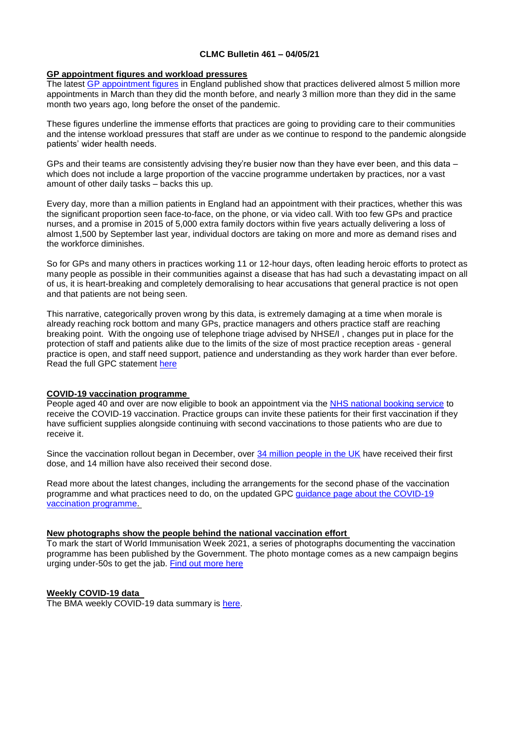**CLMC Bulletin 461 – 04/05/21**

## GP appointment figures and workload pressures

The latest GP appointment figures in England published show that practices delivered almost 5 million more appointments in March than they did the month before, and nearly 3 million more than they did in the same month two years ago, long before the onset of the pandemic.

These figures underline the immense efforts that practices are going to providing care to their communities and the intense workload pressures that staff are under as we continue to respond to the pandemic alongside patients' wider health needs.

GPs and their teams are consistently advising they're busier now than they have ever been, and this data – which does not include a large proportion of the vaccine programme undertaken by practices, nor a vast amount of other daily tasks – backs this up.

Every day, more than a million patients in England had an appointment with their practices, whether this was the significant proportion seen face-to-face, on the phone, or via video call. With too few GPs and practice nurses, and a promise in 2015 of 5,000 extra family doctors within five years actually delivering a loss of almost 1,500 by September last year, individual doctors are taking on more and more as demand rises and the workforce diminishes.

So for GPs and many others in practices working 11 or 12-hour days, often leading heroic efforts to protect as many people as possible in their communities against a disease that has had such a devastating impact on all of us, it is heart-breaking and completely demoralising to hear accusations that general practice is not open and that patients are not being seen.

This narrative, categorically proven wrong by this data, is extremely damaging at a time when morale is already reaching rock bottom and many GPs, practice managers and others practice staff are reaching breaking point. With the ongoing use of telephone triage advised by NHSE/I , changes put in place for the protection of staff and patients alike due to the limits of the size of most practice reception areas - general practice is open, and staff need support, patience and understanding as they work harder than ever before. Read the full GPC statement here

## COVID-19 vaccination programme

People aged 40 and over are now eligible to book an appointment via the NHS national booking service to receive the COVID-19 vaccination. Practice groups can invite these patients for their first vaccination if they have sufficient supplies alongside continuing with second vaccinations to those patients who are due to receive it.

Since the vaccination rollout began in December, over 34 million people in the UK have received their first dose, and 14 million have also received their second dose.

Read more about the latest changes, including the arrangements for the second phase of the vaccination programme and what practices need to do, on the updated GPC guidance page about the COVID-19 vaccination programme.

## New photographs show the people behind the national vaccination effort

To mark the start of World Immunisation Week 2021, a series of photographs documenting the vaccination programme has been published by the Government. The photo montage comes as a new campaign begins urging under-50s to get the jab. Find out more here

## Weekly COVID-19 data

The BMA weekly COVID-19 data summary is here.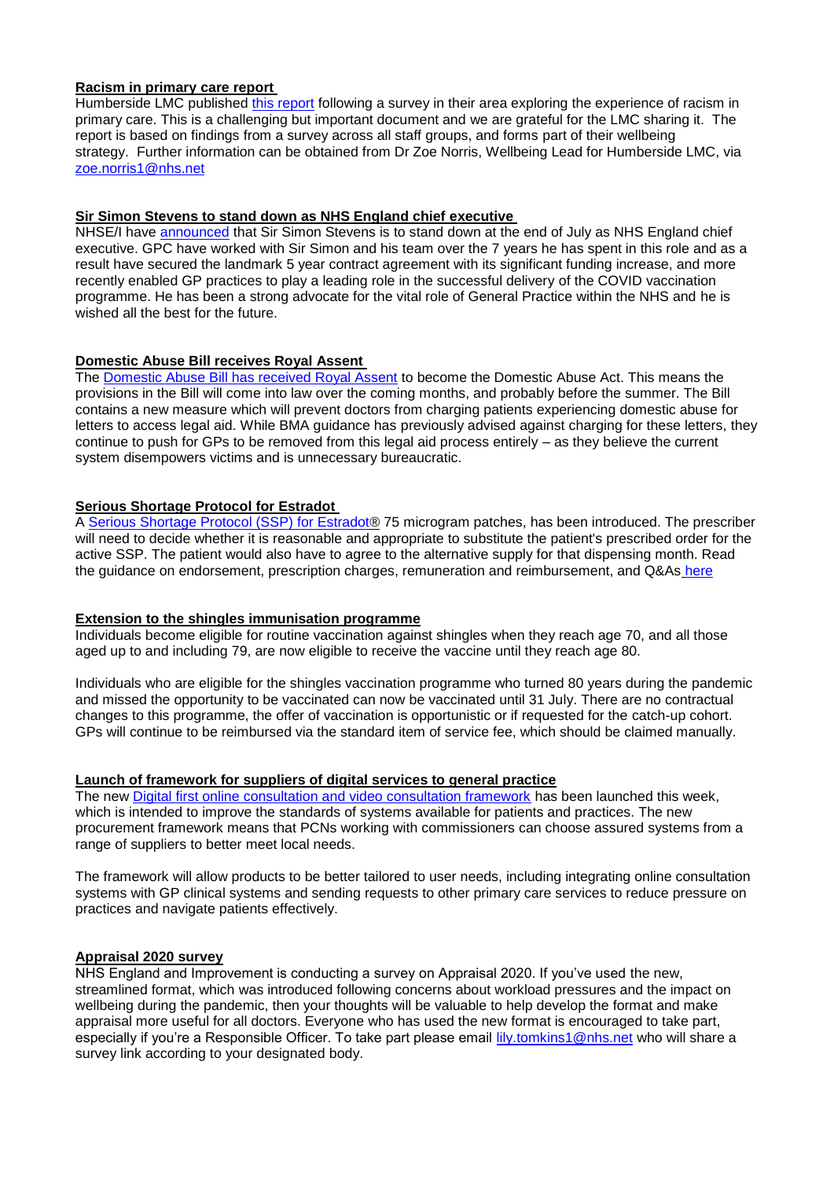**Racism in primary care report**

Humberside LMC published this report following a survey in their area exploring the experience of racism in primary care. This is a challenging but important document and we are grateful for the LMC sharing it. The report is based on findings from a survey across all staff groups, and forms part of their wellbeing strategy. Further information can be obtained from Dr Zoe Norris, Wellbeing Lead for Humberside LMC, via zoe.norris1@nhs.net

**Sir Simon Stevens to stand down as NHS England chief executive**

NHSE/I have announced that Sir Simon Stevens is to stand down at the end of July as NHS England chief executive. GPC have worked with Sir Simon and his team over the 7 years he has spent in this role and as a result have secured the landmark 5 year contract agreement with its significant funding increase, and more recently enabled GP practices to play a leading role in the successful delivery of the COVID vaccination programme. He has been a strong advocate for the vital role of General Practice within the NHS and he is wished all the best for the future.

**Domestic Abuse Bill receives Royal Assent**

The Domestic Abuse Bill has received Royal Assent to become the Domestic Abuse Act. This means the provisions in the Bill will come into law over the coming months, and probably before the summer. The Bill contains a new measure which will prevent doctors from charging patients experiencing domestic abuse for letters to access legal aid. While BMA guidance has previously advised against charging for these letters, they continue to push for GPs to be removed from this legal aid process entirely – as they believe the current system disempowers victims and is unnecessary bureaucratic.

**Serious Shortage Protocol for Estradot**

A Serious Shortage Protocol (SSP) for Estradot® 75 microgram patches, has been introduced. The prescriber will need to decide whether it is reasonable and appropriate to substitute the patient's prescribed order for the active SSP. The patient would also have to agree to the alternative supply for that dispensing month. Read the guidance on endorsement, prescription charges, remuneration and reimbursement, and Q&As here

**Extension to the shingles immunisation programme**

Individuals become eligible for routine vaccination against shingles when they reach age 70, and all those aged up to and including 79, are now eligible to receive the vaccine until they reach age 80.

Individuals who are eligible for the shingles vaccination programme who turned 80 years during the pandemic and missed the opportunity to be vaccinated can now be vaccinated until 31 July. There are no contractual changes to this programme, the offer of vaccination is opportunistic or if requested for the catch-up cohort. GPs will continue to be reimbursed via the standard item of service fee, which should be claimed manually.

**Launch of framework for suppliers of digital services to general practice**

The new Digital first online consultation and video consultation framework has been launched this week, which is intended to improve the standards of systems available for patients and practices. The new procurement framework means that PCNs working with commissioners can choose assured systems from a range of suppliers to better meet local needs.

The framework will allow products to be better tailored to user needs, including integrating online consultation systems with GP clinical systems and sending requests to other primary care services to reduce pressure on practices and navigate patients effectively.

**Appraisal 2020 survey**

NHS England and Improvement is conducting a survey on Appraisal 2020. If you've used the new, streamlined format, which was introduced following concerns about workload pressures and the impact on wellbeing during the pandemic, then your thoughts will be valuable to help develop the format and make appraisal more useful for all doctors. Everyone who has used the new format is encouraged to take part, especially if you're a Responsible Officer. To take part please email lily.tomkins1@nhs.net who will share a survey link according to your designated body.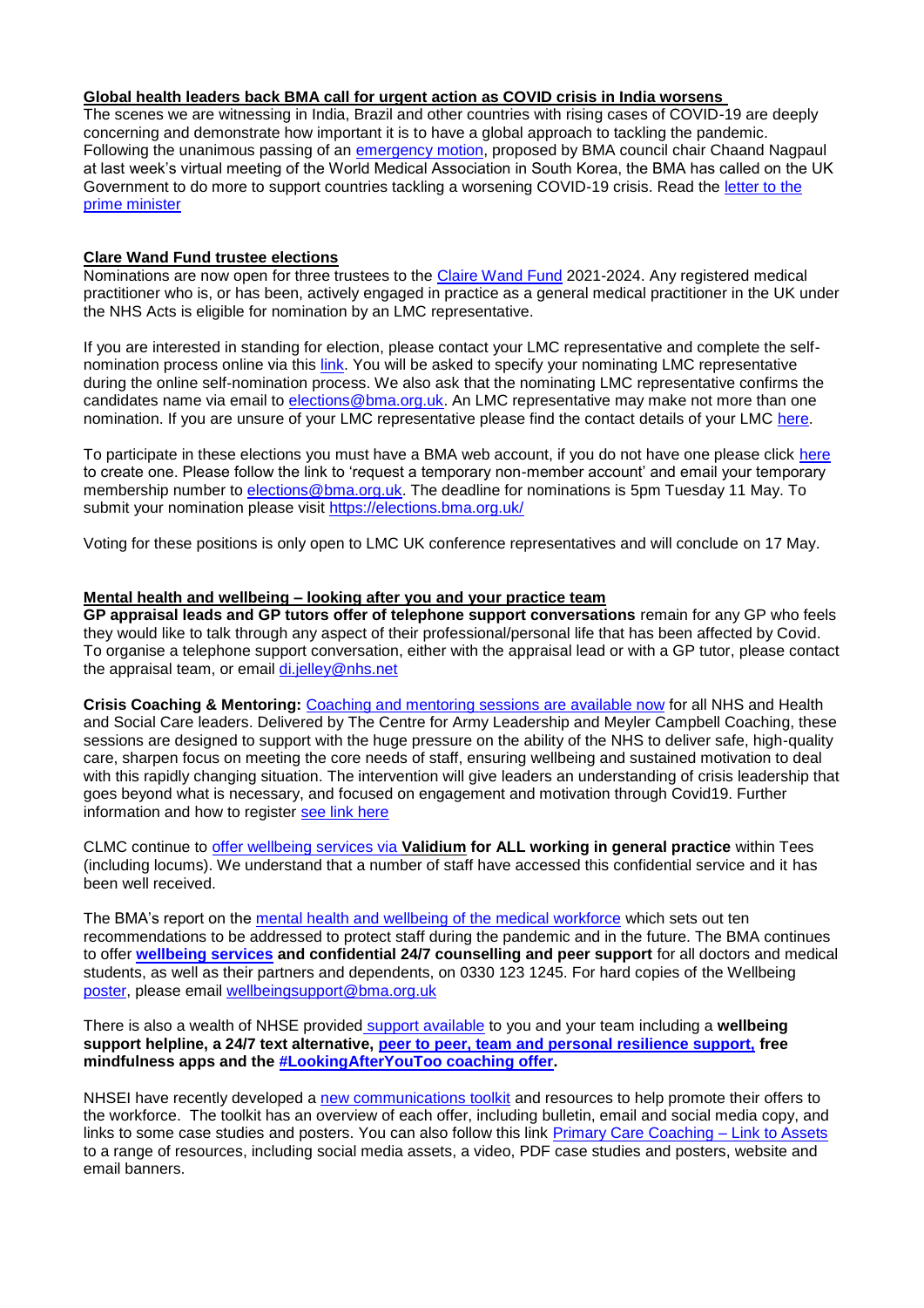**Global health leaders back BMA call for urgent action as COVID crisis in India worsens**

The scenes we are witnessing in India, Brazil and other countries with rising cases of COVID-19 are deeply concerning and demonstrate how important it is to have a global approach to tackling the pandemic. Following the unanimous passing of an emergency motion, proposed by BMA council chair Chaand Nagpaul at last week's virtual meeting of the World Medical Association in South Korea, the BMA has called on the UK Government to do more to support countries tackling a worsening COVID-19 crisis. Read the letter to the prime minister

**Clare Wand Fund trustee elections**

Nominations are now open for three trustees to the Claire Wand Fund 2021-2024. Any registered medical practitioner who is, or has been, actively engaged in practice as a general medical practitioner in the UK under the NHS Acts is eligible for nomination by an LMC representative.

If you are interested in standing for election, please contact your LMC representative and complete the self-nomination process online via this link. You will be asked to specify your nominating LMC representative during the online self-nomination process. We also ask that the nominating LMC representative confirms the candidates name via email to elections@bma.org.uk. An LMC representative may make not more than one nomination. If you are unsure of your LMC representative please find the contact details of your LMC here.

To participate in these elections you must have a BMA web account, if you do not have one please click here to create one. Please follow the link to 'request a temporary non-member account' and email your temporary membership number to elections@bma.org.uk. The deadline for nominations is 5pm Tuesday 11 May. To submit your nomination please visit https://elections.bma.org.uk/

Voting for these positions is only open to LMC UK conference representatives and will conclude on 17 May.

**Mental health and wellbeing – looking after you and your practice team**

**GP appraisal leads and GP tutors offer of telephone support conversations** remain for any GP who feels they would like to talk through any aspect of their professional/personal life that has been affected by Covid. To organise a telephone support conversation, either with the appraisal lead or with a GP tutor, please contact the appraisal team, or email di.jelley@nhs.net

**Crisis Coaching & Mentoring:** Coaching and mentoring sessions are available now for all NHS and Health and Social Care leaders. Delivered by The Centre for Army Leadership and Meyler Campbell Coaching, these sessions are designed to support with the huge pressure on the ability of the NHS to deliver safe, high-quality care, sharpen focus on meeting the core needs of staff, ensuring wellbeing and sustained motivation to deal with this rapidly changing situation. The intervention will give leaders an understanding of crisis leadership that goes beyond what is necessary, and focused on engagement and motivation through Covid19. Further information and how to register see link here

CLMC continue to offer wellbeing services via **Validium for ALL working in general practice** within Tees (including locums). We understand that a number of staff have accessed this confidential service and it has been well received.

The BMA's report on the mental health and wellbeing of the medical workforce which sets out ten recommendations to be addressed to protect staff during the pandemic and in the future. The BMA continues to offer **wellbeing services and confidential 24/7 counselling and peer support** for all doctors and medical students, as well as their partners and dependents, on 0330 123 1245. For hard copies of the Wellbeing poster, please email wellbeingsupport@bma.org.uk

There is also a wealth of NHSE provided support available to you and your team including a **wellbeing support helpline, a 24/7 text alternative, peer to peer, team and personal resilience support, free mindfulness apps and the #LookingAfterYouToo coaching offer.**

NHSEI have recently developed a new communications toolkit and resources to help promote their offers to the workforce. The toolkit has an overview of each offer, including bulletin, email and social media copy, and links to some case studies and posters. You can also follow this link Primary Care Coaching – Link to Assets to a range of resources, including social media assets, a video, PDF case studies and posters, website and email banners.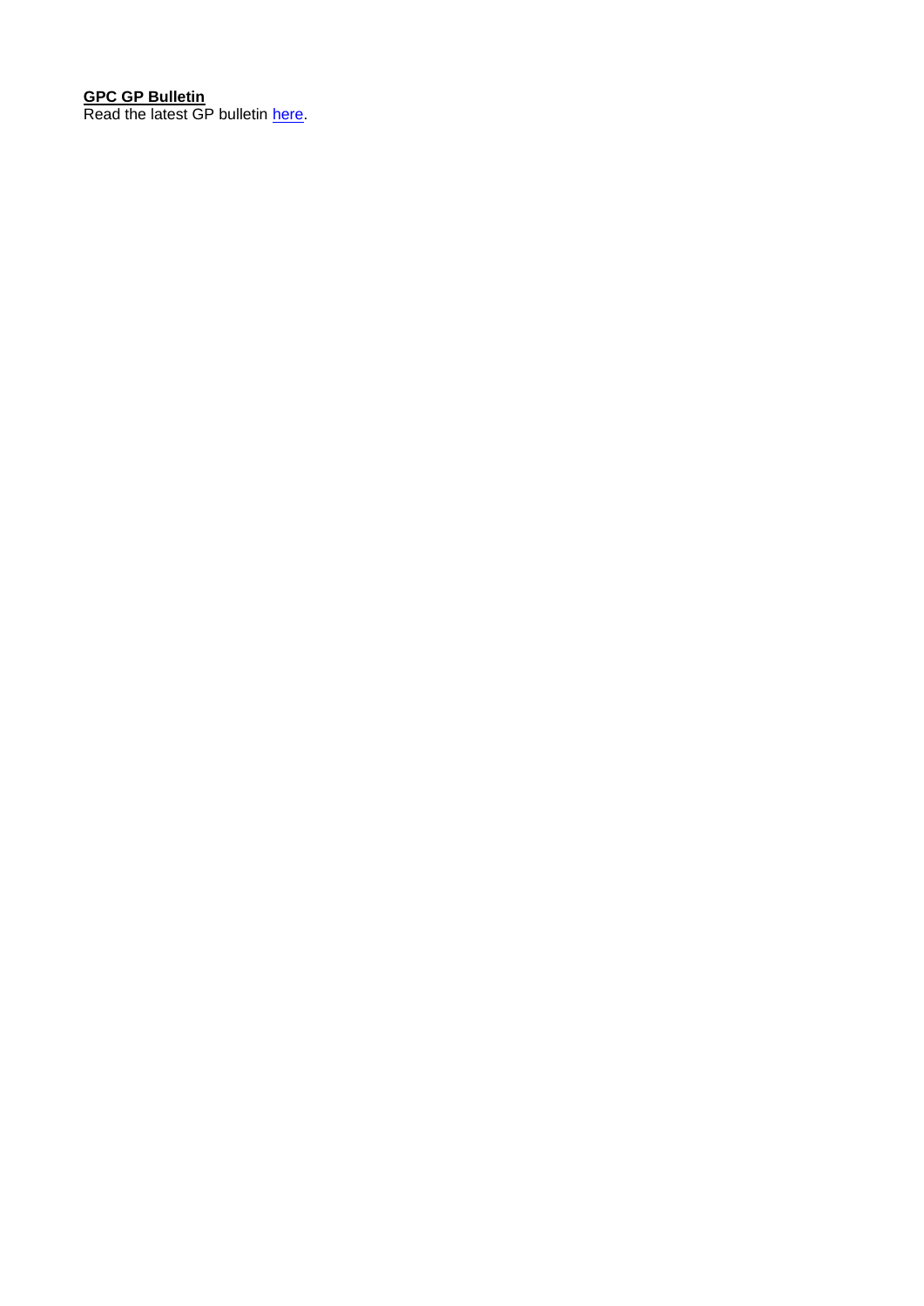**GPC GP Bulletin**

Read the latest GP bulletin here.